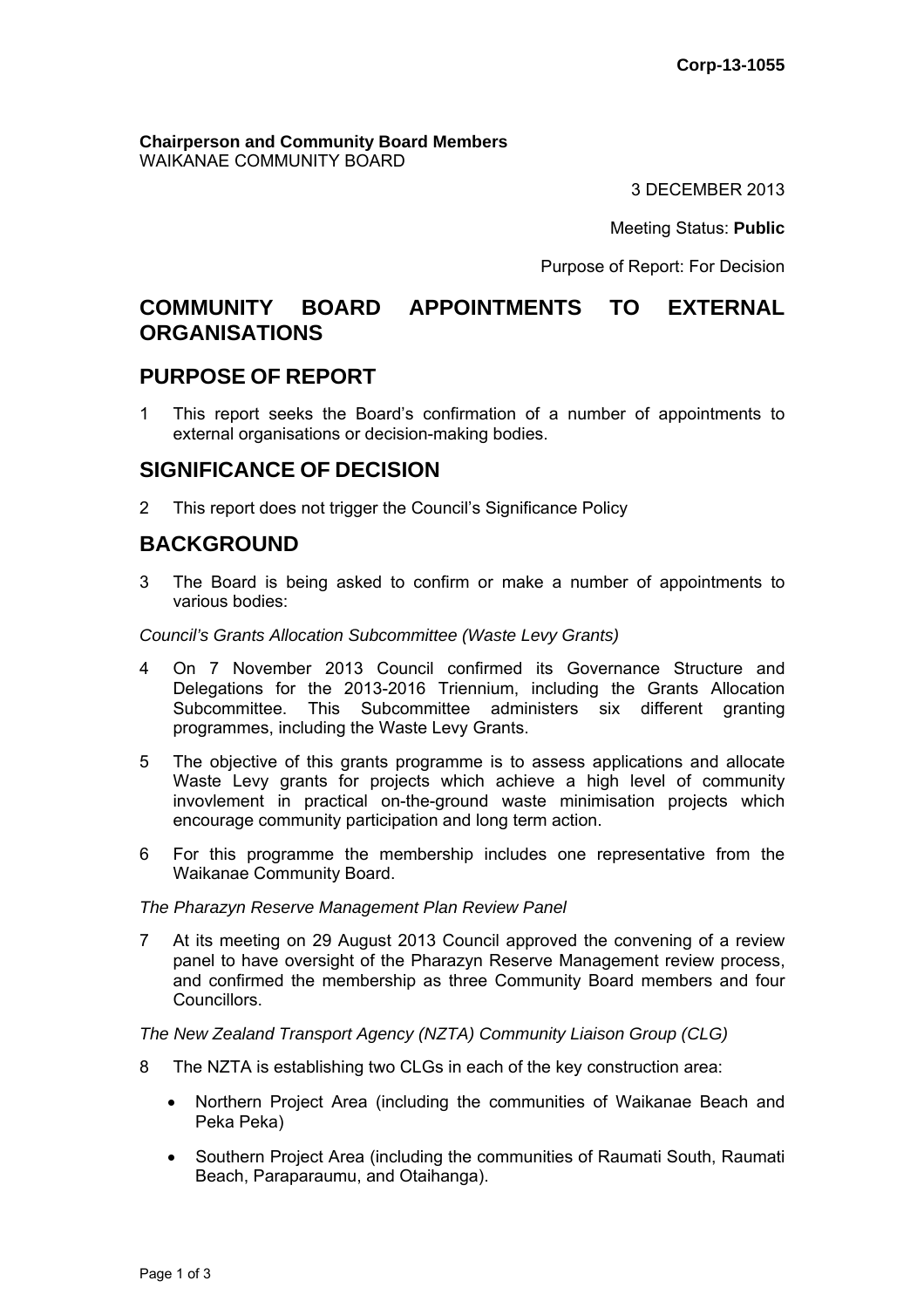Corp-13-1055

**Chairperson and Community Board Members**
WAIKANAE COMMUNITY BOARD

3 DECEMBER 2013

Meeting Status: **Public**

Purpose of Report: For Decision

# COMMUNITY BOARD APPOINTMENTS TO EXTERNAL ORGANISATIONS

## PURPOSE OF REPORT

1 This report seeks the Board's confirmation of a number of appointments to external organisations or decision-making bodies.

## SIGNIFICANCE OF DECISION

2 This report does not trigger the Council's Significance Policy

## BACKGROUND

3 The Board is being asked to confirm or make a number of appointments to various bodies:

*Council's Grants Allocation Subcommittee (Waste Levy Grants)*

4 On 7 November 2013 Council confirmed its Governance Structure and Delegations for the 2013-2016 Triennium, including the Grants Allocation Subcommittee. This Subcommittee administers six different granting programmes, including the Waste Levy Grants.

5 The objective of this grants programme is to assess applications and allocate Waste Levy grants for projects which achieve a high level of community invovlement in practical on-the-ground waste minimisation projects which encourage community participation and long term action.

6 For this programme the membership includes one representative from the Waikanae Community Board.

*The Pharazyn Reserve Management Plan Review Panel*

7 At its meeting on 29 August 2013 Council approved the convening of a review panel to have oversight of the Pharazyn Reserve Management review process, and confirmed the membership as three Community Board members and four Councillors.

*The New Zealand Transport Agency (NZTA) Community Liaison Group (CLG)*

8 The NZTA is establishing two CLGs in each of the key construction area:

- Northern Project Area (including the communities of Waikanae Beach and Peka Peka)
- Southern Project Area (including the communities of Raumati South, Raumati Beach, Paraparaumu, and Otaihanga).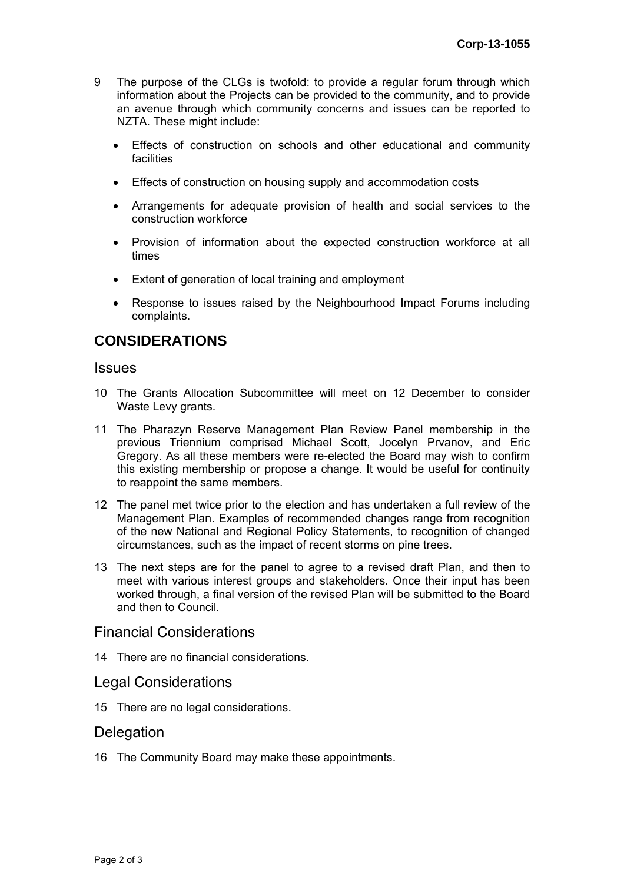9 The purpose of the CLGs is twofold: to provide a regular forum through which information about the Projects can be provided to the community, and to provide an avenue through which community concerns and issues can be reported to NZTA. These might include:

- Effects of construction on schools and other educational and community facilities
- Effects of construction on housing supply and accommodation costs
- Arrangements for adequate provision of health and social services to the construction workforce
- Provision of information about the expected construction workforce at all times
- Extent of generation of local training and employment
- Response to issues raised by the Neighbourhood Impact Forums including complaints.

## CONSIDERATIONS

### Issues

10 The Grants Allocation Subcommittee will meet on 12 December to consider Waste Levy grants.

11 The Pharazyn Reserve Management Plan Review Panel membership in the previous Triennium comprised Michael Scott, Jocelyn Prvanov, and Eric Gregory. As all these members were re-elected the Board may wish to confirm this existing membership or propose a change. It would be useful for continuity to reappoint the same members.

12 The panel met twice prior to the election and has undertaken a full review of the Management Plan. Examples of recommended changes range from recognition of the new National and Regional Policy Statements, to recognition of changed circumstances, such as the impact of recent storms on pine trees.

13 The next steps are for the panel to agree to a revised draft Plan, and then to meet with various interest groups and stakeholders. Once their input has been worked through, a final version of the revised Plan will be submitted to the Board and then to Council.

### Financial Considerations

14 There are no financial considerations.

### Legal Considerations

15 There are no legal considerations.

### Delegation

16 The Community Board may make these appointments.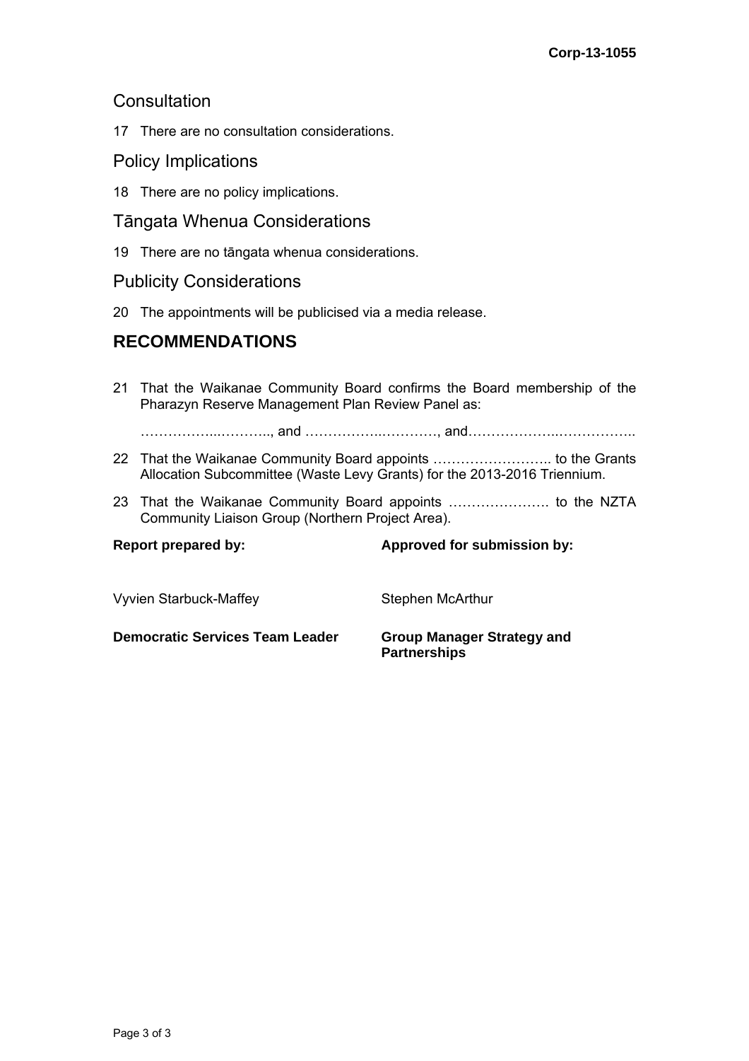## Consultation

17 There are no consultation considerations.

## Policy Implications

18 There are no policy implications.

## Tāngata Whenua Considerations

19 There are no tāngata whenua considerations.

## Publicity Considerations

20 The appointments will be publicised via a media release.

# RECOMMENDATIONS

21 That the Waikanae Community Board confirms the Board membership of the Pharazyn Reserve Management Plan Review Panel as:

……………...………., and ……………..…………, and………………..……………..

22 That the Waikanae Community Board appoints …………………….. to the Grants Allocation Subcommittee (Waste Levy Grants) for the 2013-2016 Triennium.

23 That the Waikanae Community Board appoints …………………. to the NZTA Community Liaison Group (Northern Project Area).

| | |
|---|---|
| **Report prepared by:** | **Approved for submission by:** |
| Vyvien Starbuck-Maffey | Stephen McArthur |
| **Democratic Services Team Leader** | **Group Manager Strategy and Partnerships** |